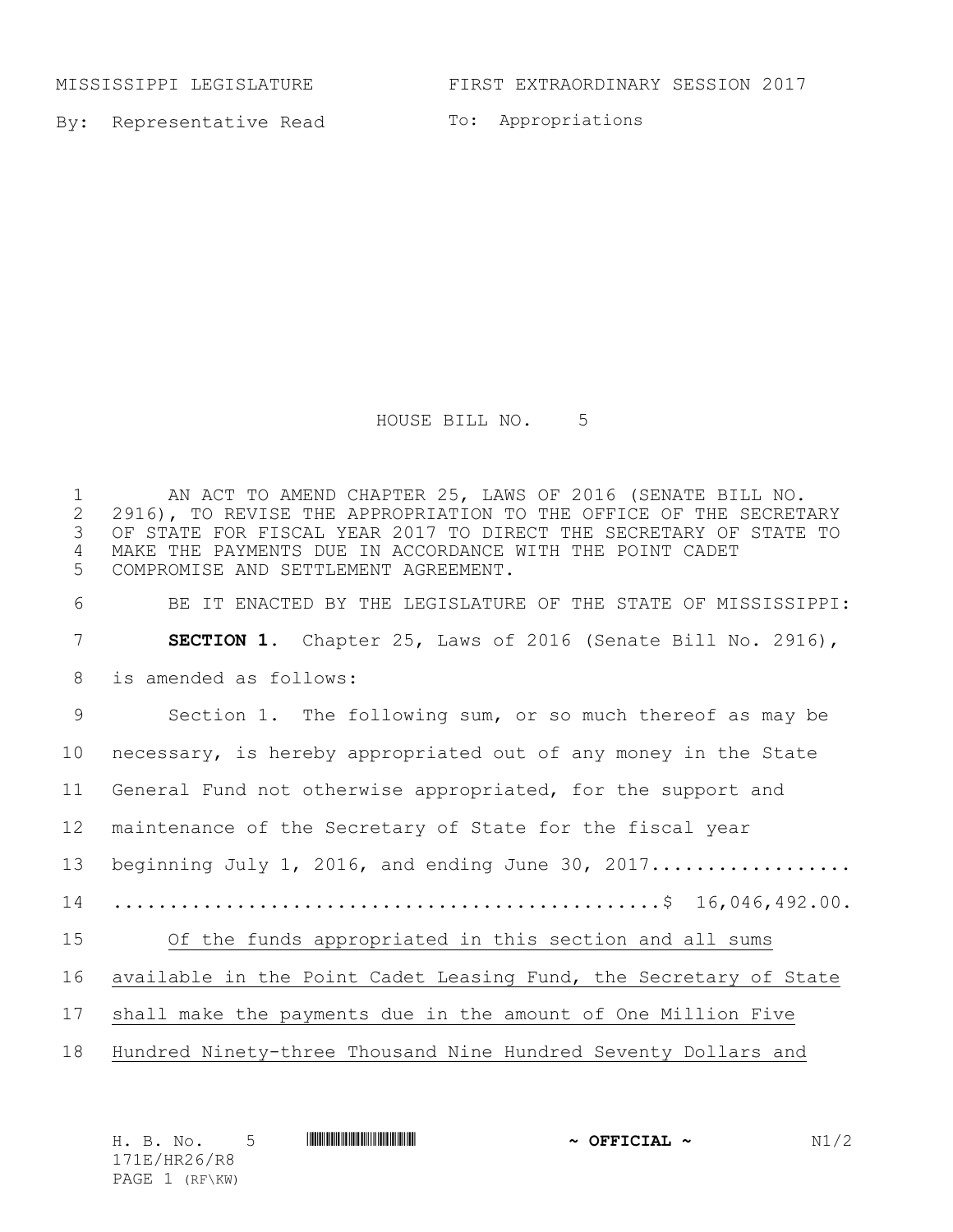MISSISSIPPI LEGISLATURE FIRST EXTRAORDINARY SESSION 2017

By: Representative Read

To: Appropriations

# HOUSE BILL NO. 5

AN ACT TO AMEND CHAPTER 25, LAWS OF 2016 (SENATE BILL NO. 2916), TO REVISE THE APPROPRIATION TO THE OFFICE OF THE SECRETARY OF STATE FOR FISCAL YEAR 2017 TO DIRECT THE SECRETARY OF STATE TO MAKE THE PAYMENTS DUE IN ACCORDANCE WITH THE POINT CADET COMPROMISE AND SETTLEMENT AGREEMENT.

BE IT ENACTED BY THE LEGISLATURE OF THE STATE OF MISSISSIPPI:

**SECTION 1.** Chapter 25, Laws of 2016 (Senate Bill No. 2916), is amended as follows:

Section 1. The following sum, or so much thereof as may be necessary, is hereby appropriated out of any money in the State General Fund not otherwise appropriated, for the support and maintenance of the Secretary of State for the fiscal year beginning July 1, 2016, and ending June 30, 2017.................. ..............................................$ 16,046,492.00.

<u>Of the funds appropriated in this section and all sums available in the Point Cadet Leasing Fund, the Secretary of State shall make the payments due in the amount of One Million Five Hundred Ninety-three Thousand Nine Hundred Seventy Dollars and</u>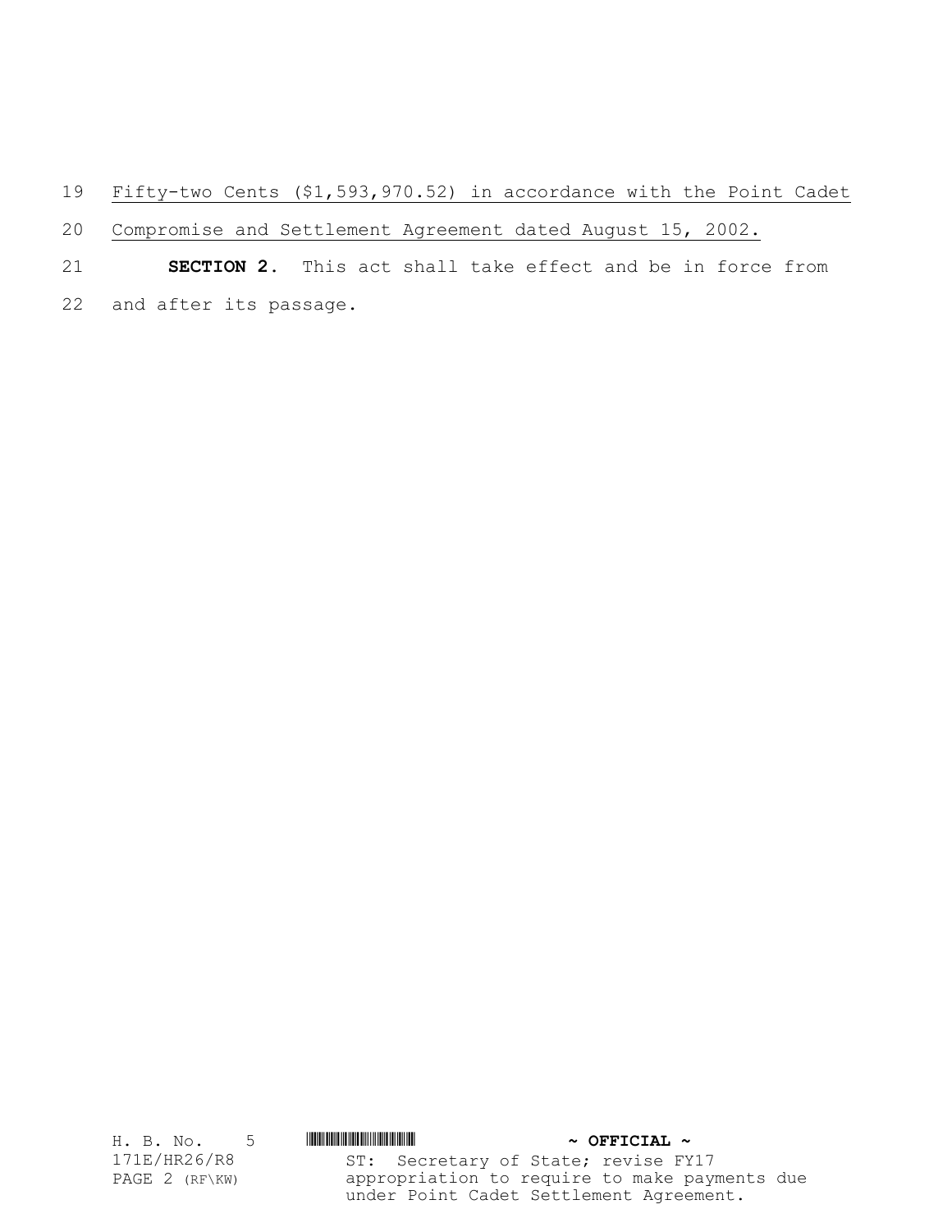19 Fifty-two Cents ($1,593,970.52) in accordance with the Point Cadet

20 Compromise and Settlement Agreement dated August 15, 2002.

21 **SECTION 2.** This act shall take effect and be in force from

22 and after its passage.

H. B. No. 5 ~ OFFICIAL ~
171E/HR26/R8
PAGE 2 (RF\KW)

ST: Secretary of State; revise FY17 appropriation to require to make payments due under Point Cadet Settlement Agreement.